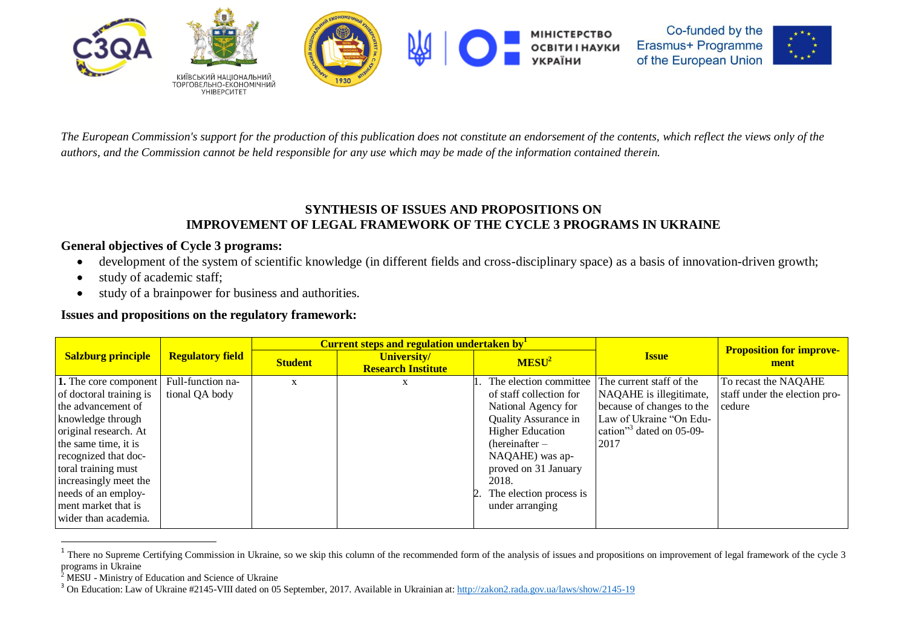*The European Commission's support for the production of this publication does not constitute an endorsement of the contents, which reflect the views only of the authors, and the Commission cannot be held responsible for any use which may be made of the information contained therein.*

# SYNTHESIS OF ISSUES AND PROPOSITIONS ON IMPROVEMENT OF LEGAL FRAMEWORK OF THE CYCLE 3 PROGRAMS IN UKRAINE

**General objectives of Cycle 3 programs:**

- development of the system of scientific knowledge (in different fields and cross-disciplinary space) as a basis of innovation-driven growth;
- study of academic staff;
- study of a brainpower for business and authorities.

**Issues and propositions on the regulatory framework:**

| Salzburg principle | Regulatory field | Current steps and regulation undertaken by[1] | | | Issue | Proposition for improvement |
|---|---|---|---|---|---|---|
| | | Student | University/ Research Institute | MESU[2] | | |
| **1.** The core component of doctoral training is the advancement of knowledge through original research. At the same time, it is recognized that doctoral training must increasingly meet the needs of an employment market that is wider than academia. | Full-function national QA body | x | x | 1. The election committee of staff collection for National Agency for Quality Assurance in Higher Education (hereinafter – NAQAHE) was approved on 31 January 2018. 2. The election process is under arranging | The current staff of the NAQAHE is illegitimate, because of changes to the Law of Ukraine "On Education"[3] dated on 05-09-2017 | To recast the NAQAHE staff under the election procedure |

[1] There no Supreme Certifying Commission in Ukraine, so we skip this column of the recommended form of the analysis of issues and propositions on improvement of legal framework of the cycle 3 programs in Ukraine

[2] MESU - Ministry of Education and Science of Ukraine

[3] On Education: Law of Ukraine #2145-VIII dated on 05 September, 2017. Available in Ukrainian at: http://zakon2.rada.gov.ua/laws/show/2145-19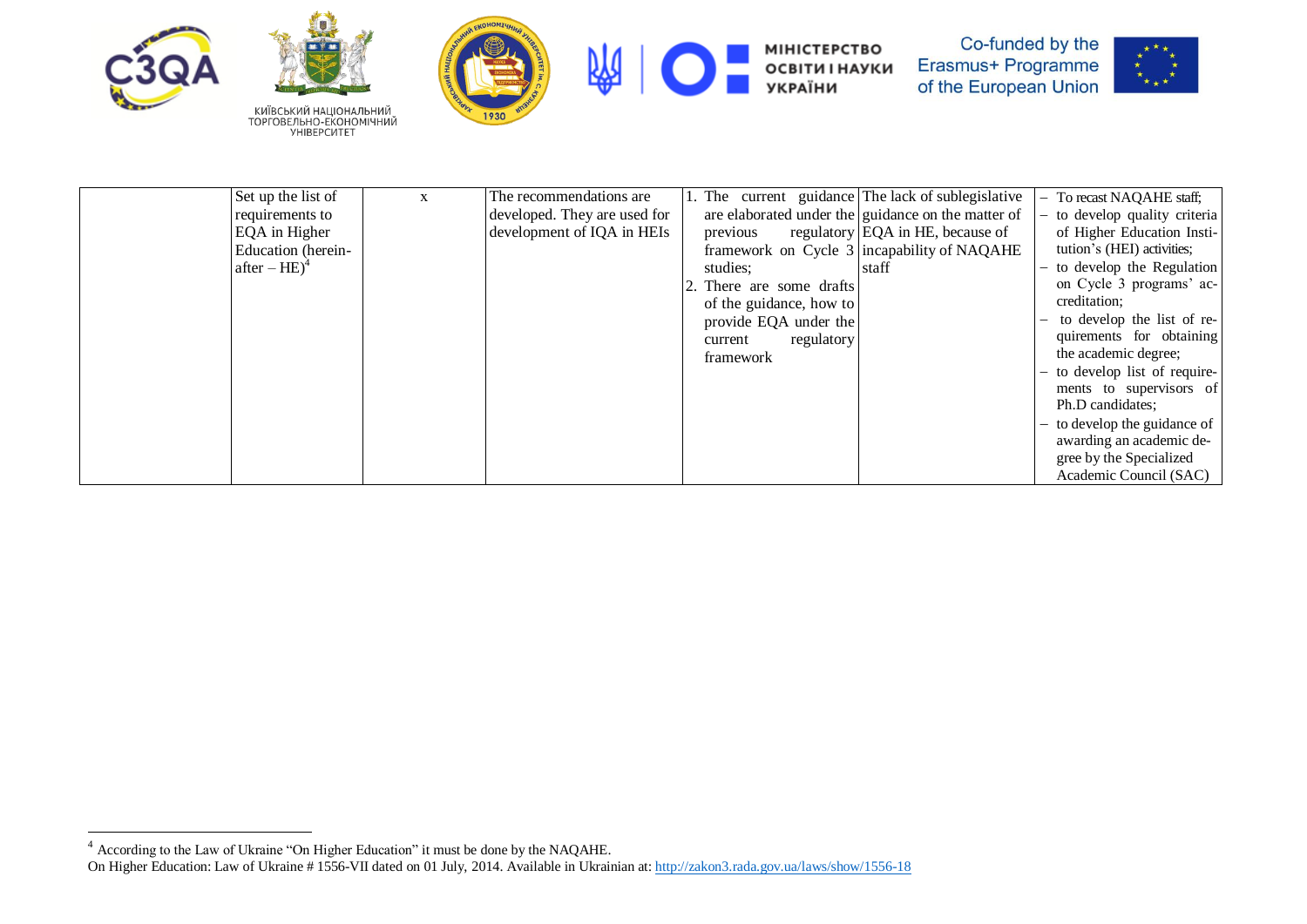| | | | | | | |
|---|---|---|---|---|---|---|
| | Set up the list of requirements to EQA in Higher Education (hereinafter – HE)[4] | x | The recommendations are developed. They are used for development of IQA in HEIs | 1. The current guidance are elaborated under the previous regulatory framework on Cycle 3 studies;<br>2. There are some drafts of the guidance, how to provide EQA under the current regulatory framework | The lack of sublegislative guidance on the matter of EQA in HE, because of incapability of NAQAHE staff | – To recast NAQAHE staff;<br>– to develop quality criteria of Higher Education Institution's (HEI) activities;<br>– to develop the Regulation on Cycle 3 programs' accreditation;<br>– to develop the list of requirements for obtaining the academic degree;<br>– to develop list of requirements to supervisors of Ph.D candidates;<br>– to develop the guidance of awarding an academic degree by the Specialized Academic Council (SAC) |

[4] According to the Law of Ukraine "On Higher Education" it must be done by the NAQAHE.
On Higher Education: Law of Ukraine # 1556-VII dated on 01 July, 2014. Available in Ukrainian at: http://zakon3.rada.gov.ua/laws/show/1556-18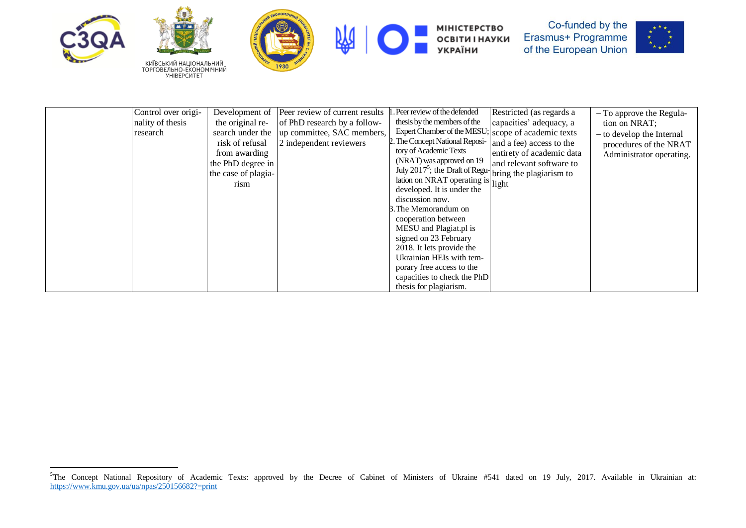| | | | | | | |
|---|---|---|---|---|---|---|
| | Control over originality of thesis research | Development of the original research under the risk of refusal from awarding the PhD degree in the case of plagiarism | Peer review of current results of PhD research by a follow-up committee, SAC members, 2 independent reviewers | 1. Peer review of the defended thesis by the members of the Expert Chamber of the MESU;<br>2. The Concept National Repository of Academic Texts (NRAT) was approved on 19 July 2017[5]; the Draft of Regulation on NRAT operating is developed. It is under the discussion now.<br>3. The Memorandum on cooperation between MESU and Plagiat.pl is signed on 23 February 2018. It lets provide the Ukrainian HEIs with temporary free access to the capacities to check the PhD thesis for plagiarism. | Restricted (as regards a capacities' adequacy, a scope of academic texts and a fee) access to the entirety of academic data and relevant software to bring the plagiarism to light | – To approve the Regulation on NRAT;<br>– to develop the Internal procedures of the NRAT Administrator operating. |

[5]The Concept National Repository of Academic Texts: approved by the Decree of Cabinet of Ministers of Ukraine #541 dated on 19 July, 2017. Available in Ukrainian at: https://www.kmu.gov.ua/ua/npas/250156682?=print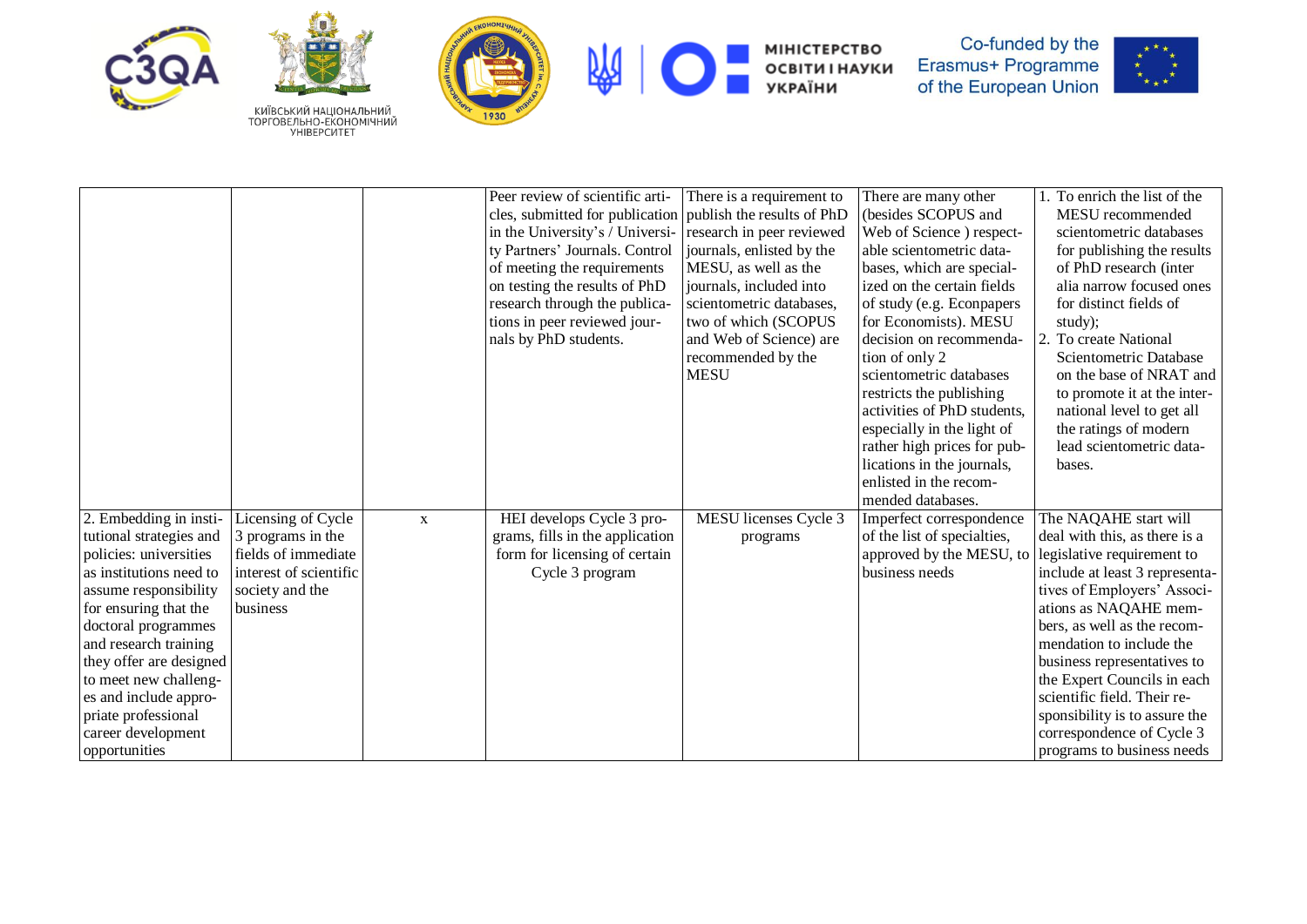| | | | | | | |
|---|---|---|---|---|---|---|
| | | | Peer review of scientific articles, submitted for publication in the University's / University Partners' Journals. Control of meeting the requirements on testing the results of PhD research through the publications in peer reviewed journals by PhD students. | There is a requirement to publish the results of PhD research in peer reviewed journals, enlisted by the MESU, as well as the journals, included into scientometric databases, two of which (SCOPUS and Web of Science) are recommended by the MESU | There are many other (besides SCOPUS and Web of Science ) respectable scientometric databases, which are specialized on the certain fields of study (e.g. Econpapers for Economists). MESU decision on recommendation of only 2 scientometric databases restricts the publishing activities of PhD students, especially in the light of rather high prices for publications in the journals, enlisted in the recommended databases. | 1. To enrich the list of the MESU recommended scientometric databases for publishing the results of PhD research (inter alia narrow focused ones for distinct fields of study);<br>2. To create National Scientometric Database on the base of NRAT and to promote it at the international level to get all the ratings of modern lead scientometric databases. |
| 2. Embedding in institutional strategies and policies: universities as institutions need to assume responsibility for ensuring that the doctoral programmes and research training they offer are designed to meet new challenges and include appropriate professional career development opportunities | Licensing of Cycle 3 programs in the fields of immediate interest of scientific society and the business | x | HEI develops Cycle 3 programs, fills in the application form for licensing of certain Cycle 3 program | MESU licenses Cycle 3 programs | Imperfect correspondence of the list of specialties, approved by the MESU, to business needs | The NAQAHE start will deal with this, as there is a legislative requirement to include at least 3 representatives of Employers' Associations as NAQAHE members, as well as the recommendation to include the business representatives to the Expert Councils in each scientific field. Their responsibility is to assure the correspondence of Cycle 3 programs to business needs |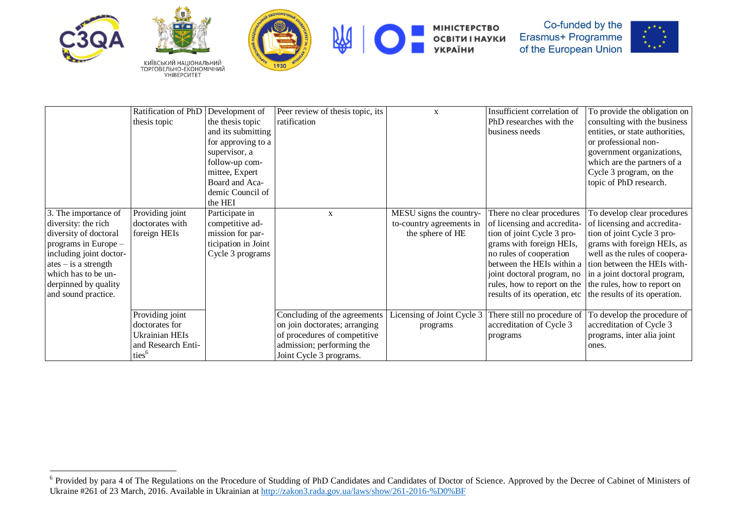| | | | | | | |
|---|---|---|---|---|---|---|
| | Ratification of PhD thesis topic | Development of the thesis topic and its submitting for approving to a supervisor, a follow-up committee, Expert Board and Academic Council of the HEI | Peer review of thesis topic, its ratification | x | Insufficient correlation of PhD researches with the business needs | To provide the obligation on consulting with the business entities, or state authorities, or professional non-government organizations, which are the partners of a Cycle 3 program, on the topic of PhD research. |
| 3. The importance of diversity: the rich diversity of doctoral programs in Europe – including joint doctorates – is a strength which has to be underpinned by quality and sound practice. | Providing joint doctorates with foreign HEIs | Participate in competitive admission for participation in Joint Cycle 3 programs | x | MESU signs the country-to-country agreements in the sphere of HE | There no clear procedures of licensing and accreditation of joint Cycle 3 programs with foreign HEIs, no rules of cooperation between the HEIs within a joint doctoral program, no rules, how to report on the results of its operation, etc | To develop clear procedures of licensing and accreditation of joint Cycle 3 programs with foreign HEIs, as well as the rules of cooperation between the HEIs within a joint doctoral program, the rules, how to report on the results of its operation. |
| | Providing joint doctorates for Ukrainian HEIs and Research Entities[6] | | Concluding of the agreements on join doctorates; arranging of procedures of competitive admission; performing the Joint Cycle 3 programs. | Licensing of Joint Cycle 3 programs | There still no procedure of accreditation of Cycle 3 programs | To develop the procedure of accreditation of Cycle 3 programs, inter alia joint ones. |

[6] Provided by para 4 of The Regulations on the Procedure of Studding of PhD Candidates and Candidates of Doctor of Science. Approved by the Decree of Cabinet of Ministers of Ukraine #261 of 23 March, 2016. Available in Ukrainian at http://zakon3.rada.gov.ua/laws/show/261-2016-%D0%BF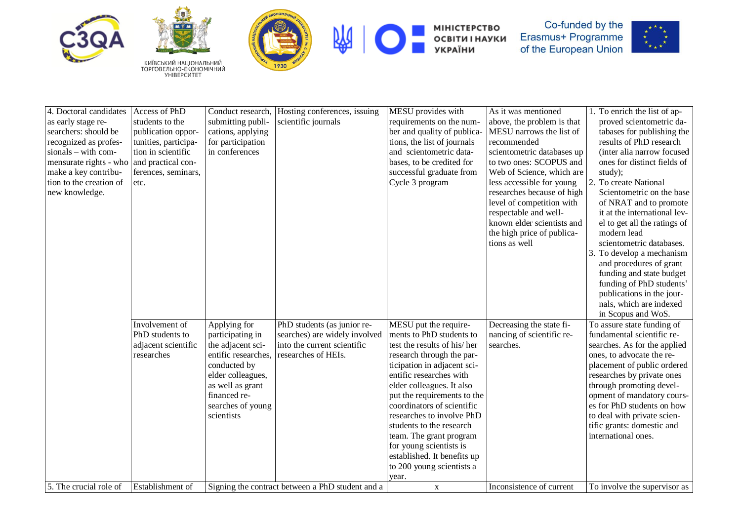| 4. Doctoral candidates as early stage researchers: should be recognized as professionals – with commensurate rights - who make a key contribution to the creation of new knowledge. | Access of PhD students to the publication opportunities, participation in scientific and practical conferences, seminars, etc. | Conduct research, submitting publications, applying for participation in conferences | Hosting conferences, issuing scientific journals | MESU provides with requirements on the number and quality of publications, the list of journals and scientometric databases, to be credited for successful graduate from Cycle 3 program | As it was mentioned above, the problem is that MESU narrows the list of recommended scientometric databases up to two ones: SCOPUS and Web of Science, which are less accessible for young researches because of high level of competition with respectable and well-known elder scientists and the high price of publications as well | 1. To enrich the list of approved scientometric databases for publishing the results of PhD research (inter alia narrow focused ones for distinct fields of study); 2. To create National Scientometric on the base of NRAT and to promote it at the international level to get all the ratings of modern lead scientometric databases. 3. To develop a mechanism and procedures of grant funding and state budget funding of PhD students' publications in the journals, which are indexed in Scopus and WoS. |
|---|---|---|---|---|---|---|
| | Involvement of PhD students to adjacent scientific researches | Applying for participating in the adjacent scientific researches, conducted by elder colleagues, as well as grant financed researches of young scientists | PhD students (as junior researches) are widely involved into the current scientific researches of HEIs. | MESU put the requirements to PhD students to test the results of his/ her research through the participation in adjacent scientific researches with elder colleagues. It also put the requirements to the coordinators of scientific researches to involve PhD students to the research team. The grant program for young scientists is established. It benefits up to 200 young scientists a year. | Decreasing the state financing of scientific researches. | To assure state funding of fundamental scientific researches. As for the applied ones, to advocate the replacement of public ordered researches by private ones through promoting development of mandatory courses for PhD students on how to deal with private scientific grants: domestic and international ones. |
| 5. The crucial role of | Establishment of | Signing the contract between a PhD student and a | | x | Inconsistence of current | To involve the supervisor as |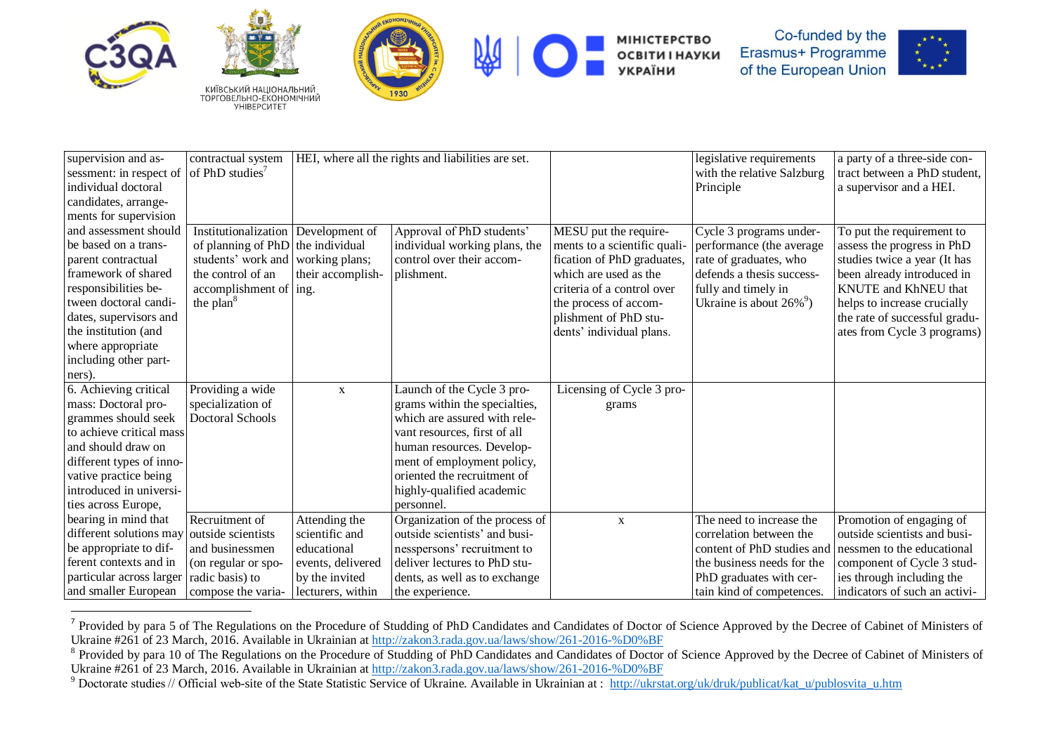| | | | | | | |
|---|---|---|---|---|---|---|
| supervision and assessment: in respect of individual doctoral candidates, arrangements for supervision | contractual system of PhD studies[7] | HEI, where all the rights and liabilities are set. | | | legislative requirements with the relative Salzburg Principle | a party of a three-side contract between a PhD student, a supervisor and a HEI. |
| and assessment should be based on a transparent contractual framework of shared responsibilities between doctoral candidates, supervisors and the institution (and where appropriate including other partners). | Institutionalization of planning of PhD students' work and the control of an accomplishment of the plan[8] | Development of the individual working plans; their accomplishing. | Approval of PhD students' individual working plans, the control over their accomplishment. | MESU put the requirements to a scientific qualification of PhD graduates, which are used as the criteria of a control over the process of accomplishment of PhD students' individual plans. | Cycle 3 programs underperformance (the average rate of graduates, who defends a thesis successfully and timely in Ukraine is about 26%[9]) | To put the requirement to assess the progress in PhD studies twice a year (It has been already introduced in KNUTE and KhNEU that helps to increase crucially the rate of successful graduates from Cycle 3 programs) |
| 6. Achieving critical mass: Doctoral programmes should seek to achieve critical mass and should draw on different types of innovative practice being introduced in universities across Europe, | Providing a wide specialization of Doctoral Schools | x | Launch of the Cycle 3 programs within the specialties, which are assured with relevant resources, first of all human resources. Development of employment policy, oriented the recruitment of highly-qualified academic personnel. | Licensing of Cycle 3 programs | | |
| bearing in mind that different solutions may be appropriate to different contexts and in particular across larger and smaller European | Recruitment of outside scientists and businessmen (on regular or sporadic basis) to compose the varia- | Attending the scientific and educational events, delivered by the invited lecturers, within | Organization of the process of outside scientists' and businesspersons' recruitment to deliver lectures to PhD students, as well as to exchange the experience. | x | The need to increase the correlation between the content of PhD studies and the business needs for the PhD graduates with certain kind of competences. | Promotion of engaging of outside scientists and businessmen to the educational component of Cycle 3 studies through including the indicators of such an activi- |

[7] Provided by para 5 of The Regulations on the Procedure of Studding of PhD Candidates and Candidates of Doctor of Science Approved by the Decree of Cabinet of Ministers of Ukraine #261 of 23 March, 2016. Available in Ukrainian at http://zakon3.rada.gov.ua/laws/show/261-2016-%D0%BF

[8] Provided by para 10 of The Regulations on the Procedure of Studding of PhD Candidates and Candidates of Doctor of Science Approved by the Decree of Cabinet of Ministers of Ukraine #261 of 23 March, 2016. Available in Ukrainian at http://zakon3.rada.gov.ua/laws/show/261-2016-%D0%BF

[9] Doctorate studies // Official web-site of the State Statistic Service of Ukraine. Available in Ukrainian at : http://ukrstat.org/uk/druk/publicat/kat_u/publosvita_u.htm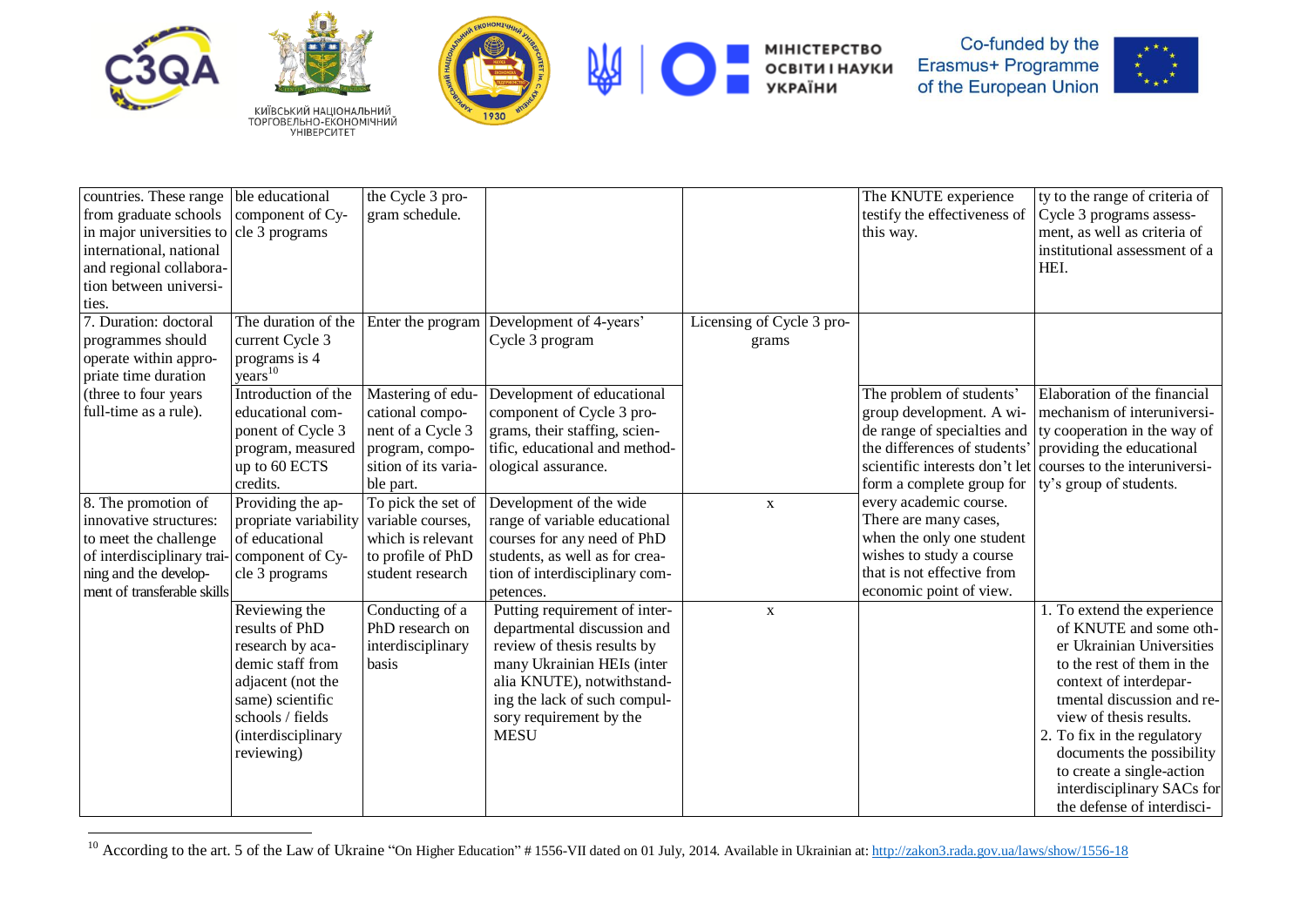| | | | | | | |
|---|---|---|---|---|---|---|
| countries. These range from graduate schools in major universities to international, national and regional collaboration between universities. | ble educational component of Cycle 3 programs | the Cycle 3 program schedule. | | | The KNUTE experience testify the effectiveness of this way. | ty to the range of criteria of Cycle 3 programs assessment, as well as criteria of institutional assessment of a HEI. |
| 7. Duration: doctoral programmes should operate within appropriate time duration (three to four years full-time as a rule). | The duration of the current Cycle 3 programs is 4 years[10] | Enter the program | Development of 4-years' Cycle 3 program | Licensing of Cycle 3 programs | | |
| | Introduction of the educational component of Cycle 3 program, measured up to 60 ECTS credits. | Mastering of educational component of a Cycle 3 program, composition of its variable part. | Development of educational component of Cycle 3 programs, their staffing, scientific, educational and methodological assurance. | | The problem of students' group development. A wide range of specialties and the differences of students' scientific interests don't let form a complete group for every academic course. There are many cases, when the only one student wishes to study a course that is not effective from economic point of view. | Elaboration of the financial mechanism of interuniversity cooperation in the way of providing the educational courses to the interuniversity's group of students. |
| 8. The promotion of innovative structures: to meet the challenge of interdisciplinary training and the development of transferable skills | Providing the appropriate variability of educational component of Cycle 3 programs | To pick the set of variable courses, which is relevant to profile of PhD student research | Development of the wide range of variable educational courses for any need of PhD students, as well as for creation of interdisciplinary competences. | x | | |
| | Reviewing the results of PhD research by academic staff from adjacent (not the same) scientific schools / fields (interdisciplinary reviewing) | Conducting of a PhD research on interdisciplinary basis | Putting requirement of interdepartmental discussion and review of thesis results by many Ukrainian HEIs (inter alia KNUTE), notwithstanding the lack of such compulsory requirement by the MESU | x | | 1. To extend the experience of KNUTE and some other Ukrainian Universities to the rest of them in the context of interdepartmental discussion and review of thesis results.<br>2. To fix in the regulatory documents the possibility to create a single-action interdisciplinary SACs for the defense of interdisci- |

[10] According to the art. 5 of the Law of Ukraine "On Higher Education" # 1556-VII dated on 01 July, 2014. Available in Ukrainian at: http://zakon3.rada.gov.ua/laws/show/1556-18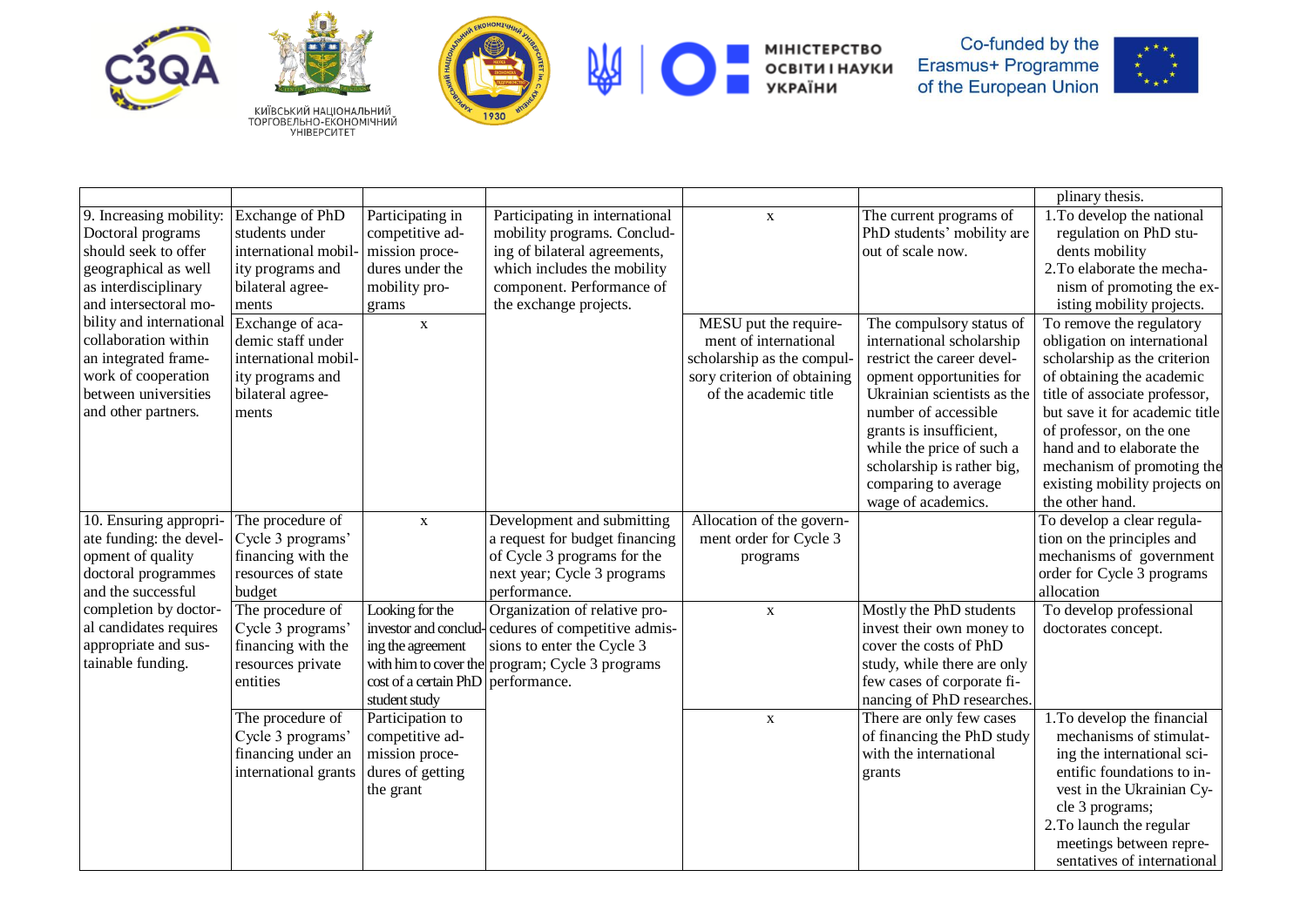| | | | | | | |
|---|---|---|---|---|---|---|
| | | | | | | plinary thesis. |
| 9. Increasing mobility: Doctoral programs should seek to offer geographical as well as interdisciplinary and intersectoral mobility and international collaboration within an integrated framework of cooperation between universities and other partners. | Exchange of PhD students under international mobility programs and bilateral agreements | Participating in competitive admission procedures under the mobility programs | Participating in international mobility programs. Concluding of bilateral agreements, which includes the mobility component. Performance of the exchange projects. | x | The current programs of PhD students' mobility are out of scale now. | 1.To develop the national regulation on PhD students mobility<br>2.To elaborate the mechanism of promoting the existing mobility projects. |
| | Exchange of academic staff under international mobility programs and bilateral agreements | x | | MESU put the requirement of international scholarship as the compulsory criterion of obtaining of the academic title | The compulsory status of international scholarship restrict the career development opportunities for Ukrainian scientists as the number of accessible grants is insufficient, while the price of such a scholarship is rather big, comparing to average wage of academics. | To remove the regulatory obligation on international scholarship as the criterion of obtaining the academic title of associate professor, but save it for academic title of professor, on the one hand and to elaborate the mechanism of promoting the existing mobility projects on the other hand. |
| 10. Ensuring appropriate funding: the development of quality doctoral programmes and the successful completion by doctoral candidates requires appropriate and sustainable funding. | The procedure of Cycle 3 programs' financing with the resources of state budget | x | Development and submitting a request for budget financing of Cycle 3 programs for the next year; Cycle 3 programs performance. | Allocation of the government order for Cycle 3 programs | | To develop a clear regulation on the principles and mechanisms of government order for Cycle 3 programs allocation |
| | The procedure of Cycle 3 programs' financing with the resources private entities | Looking for the investor and concluding the agreement with him to cover the cost of a certain PhD student study | Organization of relative procedures of competitive admissions to enter the Cycle 3 program; Cycle 3 programs performance. | x | Mostly the PhD students invest their own money to cover the costs of PhD study, while there are only few cases of corporate financing of PhD researches. | To develop professional doctorates concept. |
| | The procedure of Cycle 3 programs' financing under an international grants | Participation to competitive admission procedures of getting the grant | | x | There are only few cases of financing the PhD study with the international grants | 1.To develop the financial mechanisms of stimulating the international scientific foundations to invest in the Ukrainian Cycle 3 programs;<br>2.To launch the regular meetings between representatives of international |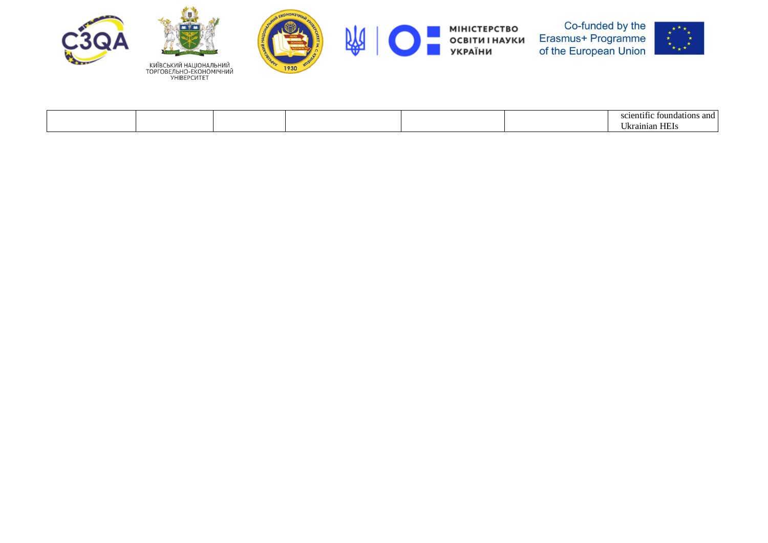| | | | | | | |
|---|---|---|---|---|---|---|
| | | | | | | scientific foundations and Ukrainian HEIs |